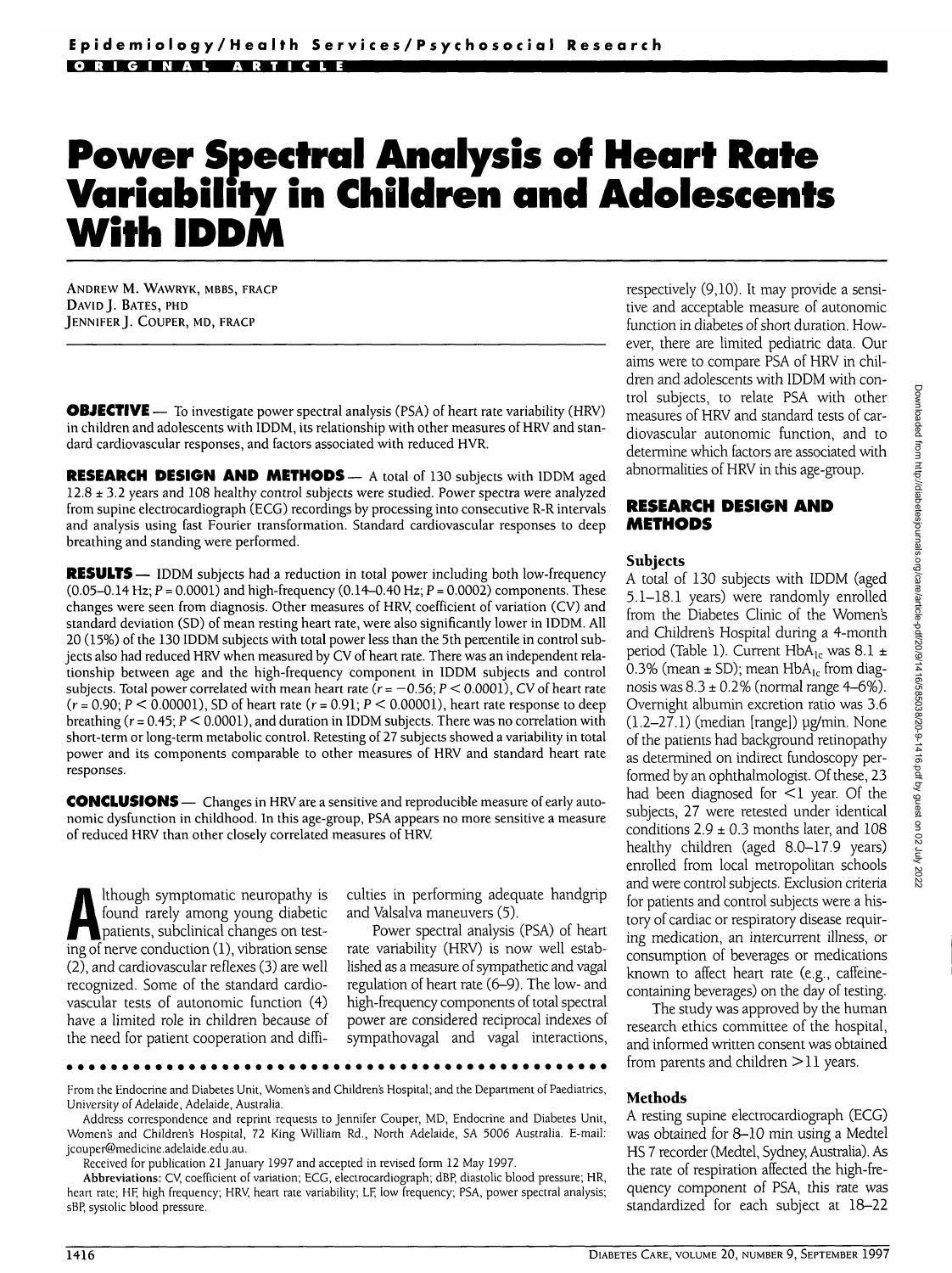Epidemiology/Health Services/Psychosocial Research

ORIGINAL ARTICLE

# Power Spectral Analysis of Heart Rate Variability in Children and Adolescents With IDDM

ANDREW M. WAWRYK, MBBS, FRACP
DAVID J. BATES, PHD
JENNIFER J. COUPER, MD, FRACP

**OBJECTIVE** — To investigate power spectral analysis (PSA) of heart rate variability (HRV) in children and adolescents with IDDM, its relationship with other measures of HRV and standard cardiovascular responses, and factors associated with reduced HVR.

**RESEARCH DESIGN AND METHODS** — A total of 130 subjects with IDDM aged 12.8 ± 3.2 years and 108 healthy control subjects were studied. Power spectra were analyzed from supine electrocardiograph (ECG) recordings by processing into consecutive R-R intervals and analysis using fast Fourier transformation. Standard cardiovascular responses to deep breathing and standing were performed.

**RESULTS** — IDDM subjects had a reduction in total power including both low-frequency (0.05–0.14 Hz; $P = 0.0001$) and high-frequency (0.14–0.40 Hz; $P = 0.0002$) components. These changes were seen from diagnosis. Other measures of HRV, coefficient of variation (CV) and standard deviation (SD) of mean resting heart rate, were also significantly lower in IDDM. All 20 (15%) of the 130 IDDM subjects with total power less than the 5th percentile in control subjects also had reduced HRV when measured by CV of heart rate. There was an independent relationship between age and the high-frequency component in IDDM subjects and control subjects. Total power correlated with mean heart rate ($r = -0.56$; $P < 0.0001$), CV of heart rate ($r = 0.90$; $P < 0.00001$), SD of heart rate ($r = 0.91$; $P < 0.00001$), heart rate response to deep breathing ($r = 0.45$; $P < 0.0001$), and duration in IDDM subjects. There was no correlation with short-term or long-term metabolic control. Retesting of 27 subjects showed a variability in total power and its components comparable to other measures of HRV and standard heart rate responses.

**CONCLUSIONS** — Changes in HRV are a sensitive and reproducible measure of early autonomic dysfunction in childhood. In this age-group, PSA appears no more sensitive a measure of reduced HRV than other closely correlated measures of HRV.

Although symptomatic neuropathy is found rarely among young diabetic patients, subclinical changes on testing of nerve conduction (1), vibration sense (2), and cardiovascular reflexes (3) are well recognized. Some of the standard cardiovascular tests of autonomic function (4) have a limited role in children because of the need for patient cooperation and difficulties in performing adequate handgrip and Valsalva maneuvers (5).

Power spectral analysis (PSA) of heart rate variability (HRV) is now well established as a measure of sympathetic and vagal regulation of heart rate (6–9). The low- and high-frequency components of total spectral power are considered reciprocal indexes of sympathovagal and vagal interactions, respectively (9,10). It may provide a sensitive and acceptable measure of autonomic function in diabetes of short duration. However, there are limited pediatric data. Our aims were to compare PSA of HRV in children and adolescents with IDDM with control subjects, to relate PSA with other measures of HRV and standard tests of cardiovascular autonomic function, and to determine which factors are associated with abnormalities of HRV in this age-group.

## RESEARCH DESIGN AND METHODS

### Subjects

A total of 130 subjects with IDDM (aged 5.1–18.1 years) were randomly enrolled from the Diabetes Clinic of the Women's and Children's Hospital during a 4-month period (Table 1). Current $HbA_{1c}$ was 8.1 ± 0.3% (mean ± SD); mean $HbA_{1c}$ from diagnosis was 8.3 ± 0.2% (normal range 4–6%). Overnight albumin excretion ratio was 3.6 (1.2–27.1) (median [range]) µg/min. None of the patients had background retinopathy as determined on indirect fundoscopy performed by an ophthalmologist. Of these, 23 had been diagnosed for <1 year. Of the subjects, 27 were retested under identical conditions 2.9 ± 0.3 months later, and 108 healthy children (aged 8.0–17.9 years) enrolled from local metropolitan schools and were control subjects. Exclusion criteria for patients and control subjects were a history of cardiac or respiratory disease requiring medication, an intercurrent illness, or consumption of beverages or medications known to affect heart rate (e.g., caffeine-containing beverages) on the day of testing.

The study was approved by the human research ethics committee of the hospital, and informed written consent was obtained from parents and children >11 years.

### Methods

A resting supine electrocardiograph (ECG) was obtained for 8–10 min using a Medtel HS 7 recorder (Medtel, Sydney, Australia). As the rate of respiration affected the high-frequency component of PSA, this rate was standardized for each subject at 18–22

From the Endocrine and Diabetes Unit, Women's and Children's Hospital; and the Department of Paediatrics, University of Adelaide, Adelaide, Australia.

Address correspondence and reprint requests to Jennifer Couper, MD, Endocrine and Diabetes Unit, Women's and Children's Hospital, 72 King William Rd., North Adelaide, SA 5006 Australia. E-mail: jcouper@medicine.adelaide.edu.au.

Received for publication 21 January 1997 and accepted in revised form 12 May 1997.

**Abbreviations:** CV, coefficient of variation; ECG, electrocardiograph; dBP, diastolic blood pressure; HR, heart rate; HF, high frequency; HRV, heart rate variability; LF, low frequency; PSA, power spectral analysis; sBP, systolic blood pressure.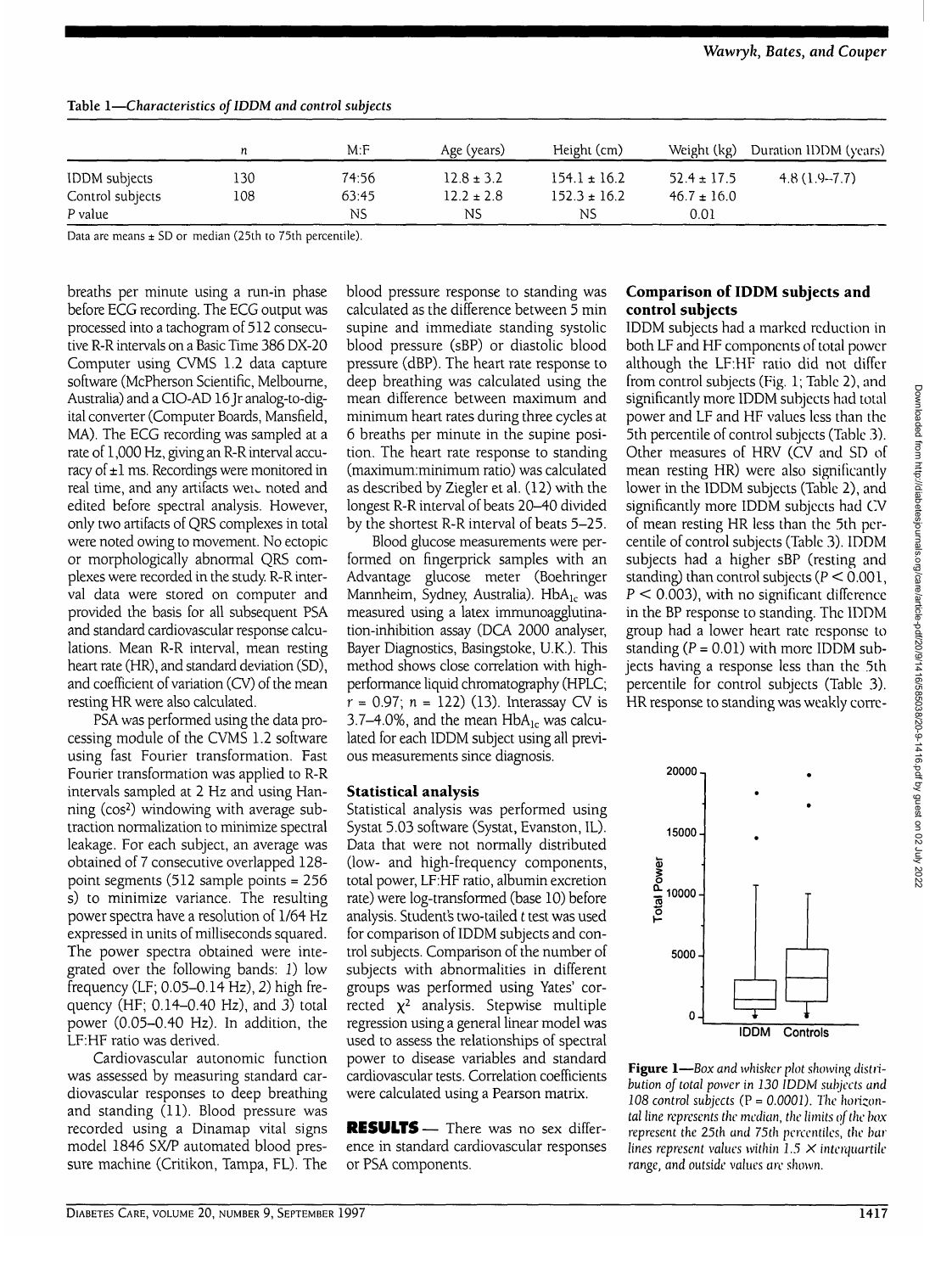Table 1—*Characteristics of IDDM and control subjects*

| | n | M:F | Age (years) | Height (cm) | Weight (kg) | Duration IDDM (years) |
|---|---|---|---|---|---|---|
| IDDM subjects | 130 | 74:56 | 12.8 ± 3.2 | 154.1 ± 16.2 | 52.4 ± 17.5 | 4.8 (1.9–7.7) |
| Control subjects | 108 | 63:45 | 12.2 ± 2.8 | 152.3 ± 16.2 | 46.7 ± 16.0 | |
| P value | | NS | NS | NS | 0.01 | |

Data are means ± SD or median (25th to 75th percentile).

breaths per minute using a run-in phase before ECG recording. The ECG output was processed into a tachogram of 512 consecutive R-R intervals on a Basic Time 386 DX-20 Computer using CVMS 1.2 data capture software (McPherson Scientific, Melbourne, Australia) and a CIO-AD 16 Jr analog-to-digital converter (Computer Boards, Mansfield, MA). The ECG recording was sampled at a rate of 1,000 Hz, giving an R-R interval accuracy of ±1 ms. Recordings were monitored in real time, and any artifacts were noted and edited before spectral analysis. However, only two artifacts of QRS complexes in total were noted owing to movement. No ectopic or morphologically abnormal QRS complexes were recorded in the study. R-R interval data were stored on computer and provided the basis for all subsequent PSA and standard cardiovascular response calculations. Mean R-R interval, mean resting heart rate (HR), and standard deviation (SD), and coefficient of variation (CV) of the mean resting HR were also calculated.

PSA was performed using the data processing module of the CVMS 1.2 software using fast Fourier transformation. Fast Fourier transformation was applied to R-R intervals sampled at 2 Hz and using Hanning ($\cos^2$) windowing with average subtraction normalization to minimize spectral leakage. For each subject, an average was obtained of 7 consecutive overlapped 128-point segments (512 sample points = 256 s) to minimize variance. The resulting power spectra have a resolution of 1/64 Hz expressed in units of milliseconds squared. The power spectra obtained were integrated over the following bands: *1*) low frequency (LF; 0.05–0.14 Hz), *2*) high frequency (HF; 0.14–0.40 Hz), and *3*) total power (0.05–0.40 Hz). In addition, the LF:HF ratio was derived.

Cardiovascular autonomic function was assessed by measuring standard cardiovascular responses to deep breathing and standing (11). Blood pressure was recorded using a Dinamap vital signs model 1846 SX/P automated blood pressure machine (Critikon, Tampa, FL). The blood pressure response to standing was calculated as the difference between 5 min supine and immediate standing systolic blood pressure (sBP) or diastolic blood pressure (dBP). The heart rate response to deep breathing was calculated using the mean difference between maximum and minimum heart rates during three cycles at 6 breaths per minute in the supine position. The heart rate response to standing (maximum:minimum ratio) was calculated as described by Ziegler et al. (12) with the longest R-R interval of beats 20–40 divided by the shortest R-R interval of beats 5–25.

Blood glucose measurements were performed on fingerprick samples with an Advantage glucose meter (Boehringer Mannheim, Sydney, Australia). $HbA_{1c}$ was measured using a latex immunoagglutination-inhibition assay (DCA 2000 analyser, Bayer Diagnostics, Basingstoke, U.K.). This method shows close correlation with high-performance liquid chromatography (HPLC; $r = 0.97$; $n = 122$) (13). Interassay CV is 3.7–4.0%, and the mean $HbA_{1c}$ was calculated for each IDDM subject using all previous measurements since diagnosis.

### Statistical analysis

Statistical analysis was performed using Systat 5.03 software (Systat, Evanston, IL). Data that were not normally distributed (low- and high-frequency components, total power, LF:HF ratio, albumin excretion rate) were log-transformed (base 10) before analysis. Student's two-tailed *t* test was used for comparison of IDDM subjects and control subjects. Comparison of the number of subjects with abnormalities in different groups was performed using Yates' corrected $\chi^2$ analysis. Stepwise multiple regression using a general linear model was used to assess the relationships of spectral power to disease variables and standard cardiovascular tests. Correlation coefficients were calculated using a Pearson matrix.

## RESULTS

There was no sex difference in standard cardiovascular responses or PSA components.

### Comparison of IDDM subjects and control subjects

IDDM subjects had a marked reduction in both LF and HF components of total power although the LF:HF ratio did not differ from control subjects (Fig. 1; Table 2), and significantly more IDDM subjects had total power and LF and HF values less than the 5th percentile of control subjects (Table 3). Other measures of HRV (CV and SD of mean resting HR) were also significantly lower in the IDDM subjects (Table 2), and significantly more IDDM subjects had CV of mean resting HR less than the 5th percentile of control subjects (Table 3). IDDM subjects had a higher sBP (resting and standing) than control subjects ($P < 0.001$, $P < 0.003$), with no significant difference in the BP response to standing. The IDDM group had a lower heart rate response to standing ($P = 0.01$) with more IDDM subjects having a response less than the 5th percentile for control subjects (Table 3). HR response to standing was weakly corre-

**Figure 1**—*Box and whisker plot showing distribution of total power in 130 IDDM subjects and 108 control subjects (P = 0.0001). The horizontal line represents the median, the limits of the box represent the 25th and 75th percentiles, the bar lines represent values within 1.5 × interquartile range, and outside values are shown.*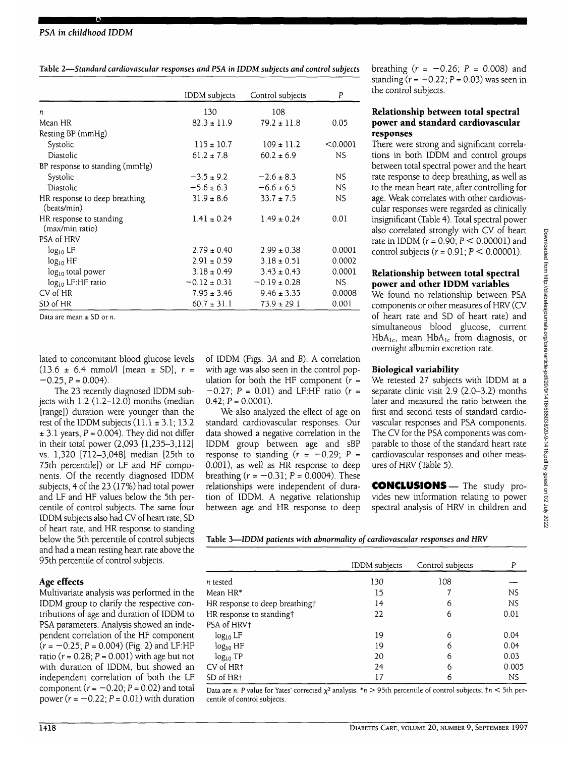**Table 2—Standard cardiovascular responses and PSA in IDDM subjects and control subjects**

| | IDDM subjects | Control subjects | P |
|---|---|---|---|
| n | 130 | 108 | |
| Mean HR | 82.3 ± 11.9 | 79.2 ± 11.8 | 0.05 |
| Resting BP (mmHg) | | | |
| Systolic | 115 ± 10.7 | 109 ± 11.2 | <0.0001 |
| Diastolic | 61.2 ± 7.8 | 60.2 ± 6.9 | NS |
| BP response to standing (mmHg) | | | |
| Systolic | −3.5 ± 9.2 | −2.6 ± 8.3 | NS |
| Diastolic | −5.6 ± 6.3 | −6.6 ± 6.5 | NS |
| HR response to deep breathing (beats/min) | 31.9 ± 8.6 | 33.7 ± 7.5 | NS |
| HR response to standing (max/min ratio) | 1.41 ± 0.24 | 1.49 ± 0.24 | 0.01 |
| PSA of HRV | | | |
| $\log_{10}$ LF | 2.79 ± 0.40 | 2.99 ± 0.38 | 0.0001 |
| $\log_{10}$ HF | 2.91 ± 0.59 | 3.18 ± 0.51 | 0.0002 |
| $\log_{10}$ total power | 3.13 ± 0.49 | 3.43 ± 0.43 | 0.0001 |
| $\log_{10}$ LF:HF ratio | −0.12 ± 0.31 | −0.19 ± 0.28 | NS |
| CV of HR | 7.95 ± 3.46 | 9.46 ± 3.35 | 0.0008 |
| SD of HR | 60.7 ± 31.1 | 73.9 ± 29.1 | 0.001 |

Data are mean ± SD or n.

lated to concomitant blood glucose levels (13.6 ± 6.4 mmol/l [mean ± SD], $r = -0.25$, $P = 0.004$).

The 23 recently diagnosed IDDM subjects with 1.2 (1.2–12.0) months (median [range]) duration were younger than the rest of the IDDM subjects (11.1 ± 3.1; 13.2 ± 3.1 years, $P = 0.004$). They did not differ in their total power (2,093 [1,235–3,112] vs. 1,320 [712–3,048] median [25th to 75th percentile]) or LF and HF components. Of the recently diagnosed IDDM subjects, 4 of the 23 (17%) had total power and LF and HF values below the 5th percentile of control subjects. The same four IDDM subjects also had CV of heart rate, SD of heart rate, and HR response to standing below the 5th percentile of control subjects and had a mean resting heart rate above the 95th percentile of control subjects.

### Age effects

Multivariate analysis was performed in the IDDM group to clarify the respective contributions of age and duration of IDDM to PSA parameters. Analysis showed an independent correlation of the HF component ($r = -0.25$; $P = 0.004$) (Fig. 2) and LF:HF ratio ($r = 0.28$; $P = 0.001$) with age but not with duration of IDDM, but showed an independent correlation of both the LF component ($r = -0.20$; $P = 0.02$) and total power ($r = -0.22$; $P = 0.01$) with duration of IDDM (Figs. 3A and B). A correlation with age was also seen in the control population for both the HF component ($r = -0.27$; $P = 0.01$) and LF:HF ratio ($r = 0.42$; $P = 0.0001$).

We also analyzed the effect of age on standard cardiovascular responses. Our data showed a negative correlation in the IDDM group between age and sBP response to standing ($r = -0.29$; $P = 0.001$), as well as HR response to deep breathing ($r = -0.31$; $P = 0.0004$). These relationships were independent of duration of IDDM. A negative relationship between age and HR response to deep breathing ($r = -0.26$; $P = 0.008$) and standing ($r = -0.22$; $P = 0.03$) was seen in the control subjects.

### Relationship between total spectral power and standard cardiovascular responses

There were strong and significant correlations in both IDDM and control groups between total spectral power and the heart rate response to deep breathing, as well as to the mean heart rate, after controlling for age. Weak correlates with other cardiovascular responses were regarded as clinically insignificant (Table 4). Total spectral power also correlated strongly with CV of heart rate in IDDM ($r = 0.90$; $P < 0.00001$) and control subjects ($r = 0.91$; $P < 0.00001$).

### Relationship between total spectral power and other IDDM variables

We found no relationship between PSA components or other measures of HRV (CV of heart rate and SD of heart rate) and simultaneous blood glucose, current $HbA_{1c}$, mean $HbA_{1c}$ from diagnosis, or overnight albumin excretion rate.

### Biological variability

We retested 27 subjects with IDDM at a separate clinic visit 2.9 (2.0–3.2) months later and measured the ratio between the first and second tests of standard cardiovascular responses and PSA components. The CV for the PSA components was comparable to those of the standard heart rate cardiovascular responses and other measures of HRV (Table 5).

**CONCLUSIONS** — The study provides new information relating to power spectral analysis of HRV in children and

**Table 3—IDDM patients with abnormality of cardiovascular responses and HRV**

| | IDDM subjects | Control subjects | P |
|---|---|---|---|
| n tested | 130 | 108 | — |
| Mean HR* | 15 | 7 | NS |
| HR response to deep breathing† | 14 | 6 | NS |
| HR response to standing† | 22 | 6 | 0.01 |
| PSA of HRV† | | | |
| $\log_{10}$ LF | 19 | 6 | 0.04 |
| $\log_{10}$ HF | 19 | 6 | 0.04 |
| $\log_{10}$ TP | 20 | 6 | 0.03 |
| CV of HR† | 24 | 6 | 0.005 |
| SD of HR† | 17 | 6 | NS |

Data are n. P value for Yates' corrected $\chi^2$ analysis. *n > 95th percentile of control subjects; †n < 5th percentile of control subjects.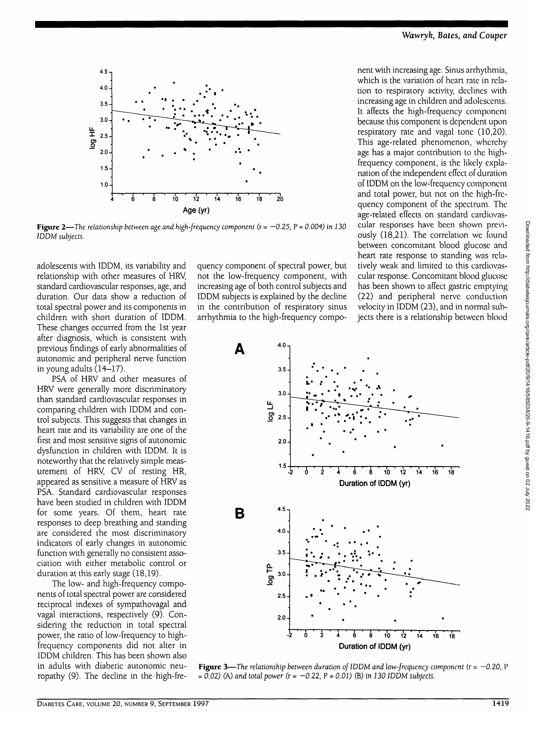**Figure 2**—*The relationship between age and high-frequency component* (r = −0.25, P = 0.004) *in 130 IDDM subjects.*

adolescents with IDDM, its variability and relationship with other measures of HRV, standard cardiovascular responses, age, and duration. Our data show a reduction of total spectral power and its components in children with short duration of IDDM. These changes occurred from the 1st year after diagnosis, which is consistent with previous findings of early abnormalities of autonomic and peripheral nerve function in young adults (14–17).

PSA of HRV and other measures of HRV were generally more discriminatory than standard cardiovascular responses in comparing children with IDDM and control subjects. This suggests that changes in heart rate and its variability are one of the first and most sensitive signs of autonomic dysfunction in children with IDDM. It is noteworthy that the relatively simple measurement of HRV, CV of resting HR, appeared as sensitive a measure of HRV as PSA. Standard cardiovascular responses have been studied in children with IDDM for some years. Of them, heart rate responses to deep breathing and standing are considered the most discriminatory indicators of early changes in autonomic function with generally no consistent association with either metabolic control or duration at this early stage (18,19).

The low- and high-frequency components of total spectral power are considered reciprocal indexes of sympathovagal and vagal interactions, respectively (9). Considering the reduction in total spectral power, the ratio of low-frequency to high-frequency components did not alter in IDDM children. This has been shown also in adults with diabetic autonomic neuropathy (9). The decline in the high-frequency component of spectral power, but not the low-frequency component, with increasing age of both control subjects and IDDM subjects is explained by the decline in the contribution of respiratory sinus arrhythmia to the high-frequency component with increasing age. Sinus arrhythmia, which is the variation of heart rate in relation to respiratory activity, declines with increasing age in children and adolescents. It affects the high-frequency component because this component is dependent upon respiratory rate and vagal tone (10,20). This age-related phenomenon, whereby age has a major contribution to the high-frequency component, is the likely explanation of the independent effect of duration of IDDM on the low-frequency component and total power, but not on the high-frequency component of the spectrum. The age-related effects on standard cardiovascular responses have been shown previously (18,21). The correlation we found between concomitant blood glucose and heart rate response to standing was relatively weak and limited to this cardiovascular response. Concomitant blood glucose has been shown to affect gastric emptying (22) and peripheral nerve conduction velocity in IDDM (23), and in normal subjects there is a relationship between blood

**Figure 3**—*The relationship between duration of IDDM and low-frequency component* (r = −0.20, P = 0.02) *(A) and total power* (r = −0.22, P = 0.01) *(B) in 130 IDDM subjects.*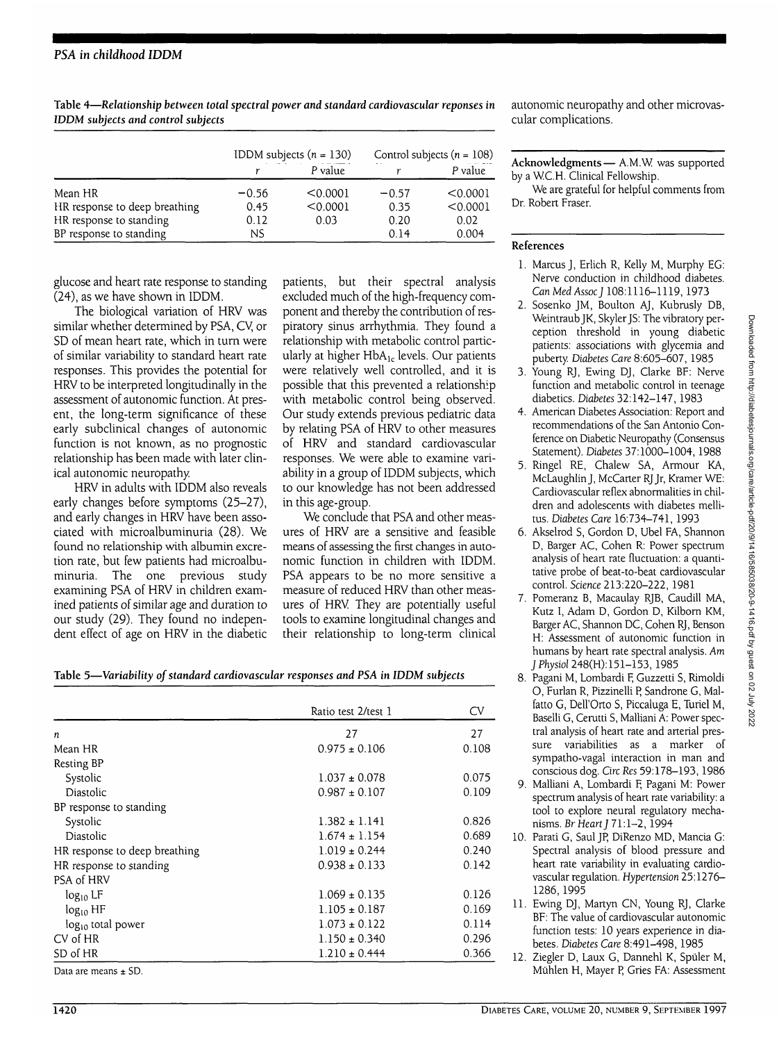**Table 4—Relationship between total spectral power and standard cardiovascular reponses in IDDM subjects and control subjects**

| | IDDM subjects (n = 130) | | Control subjects (n = 108) | |
|---|---|---|---|---|
| | r | P value | r | P value |
| Mean HR | −0.56 | <0.0001 | −0.57 | <0.0001 |
| HR response to deep breathing | 0.45 | <0.0001 | 0.35 | <0.0001 |
| HR response to standing | 0.12 | 0.03 | 0.20 | 0.02 |
| BP response to standing | NS | | 0.14 | 0.004 |

glucose and heart rate response to standing (24), as we have shown in IDDM.

The biological variation of HRV was similar whether determined by PSA, CV, or SD of mean heart rate, which in turn were of similar variability to standard heart rate responses. This provides the potential for HRV to be interpreted longitudinally in the assessment of autonomic function. At present, the long-term significance of these early subclinical changes of autonomic function is not known, as no prognostic relationship has been made with later clinical autonomic neuropathy.

HRV in adults with IDDM also reveals early changes before symptoms (25–27), and early changes in HRV have been associated with microalbuminuria (28). We found no relationship with albumin excretion rate, but few patients had microalbuminuria. The one previous study examining PSA of HRV in children examined patients of similar age and duration to our study (29). They found no independent effect of age on HRV in the diabetic patients, but their spectral analysis excluded much of the high-frequency component and thereby the contribution of respiratory sinus arrhythmia. They found a relationship with metabolic control particularly at higher $HbA_{1c}$ levels. Our patients were relatively well controlled, and it is possible that this prevented a relationship with metabolic control being observed. Our study extends previous pediatric data by relating PSA of HRV to other measures of HRV and standard cardiovascular responses. We were able to examine variability in a group of IDDM subjects, which to our knowledge has not been addressed in this age-group.

We conclude that PSA and other measures of HRV are a sensitive and feasible means of assessing the first changes in autonomic function in children with IDDM. PSA appears to be no more sensitive a measure of reduced HRV than other measures of HRV. They are potentially useful tools to examine longitudinal changes and their relationship to long-term clinical autonomic neuropathy and other microvascular complications.

**Table 5—Variability of standard cardiovascular responses and PSA in IDDM subjects**

| | Ratio test 2/test 1 | CV |
|---|---|---|
| n | 27 | 27 |
| Mean HR | 0.975 ± 0.106 | 0.108 |
| Resting BP | | |
| Systolic | 1.037 ± 0.078 | 0.075 |
| Diastolic | 0.987 ± 0.107 | 0.109 |
| BP response to standing | | |
| Systolic | 1.382 ± 1.141 | 0.826 |
| Diastolic | 1.674 ± 1.154 | 0.689 |
| HR response to deep breathing | 1.019 ± 0.244 | 0.240 |
| HR response to standing | 0.938 ± 0.133 | 0.142 |
| PSA of HRV | | |
| $\log_{10}$ LF | 1.069 ± 0.135 | 0.126 |
| $\log_{10}$ HF | 1.105 ± 0.187 | 0.169 |
| $\log_{10}$ total power | 1.073 ± 0.122 | 0.114 |
| CV of HR | 1.150 ± 0.340 | 0.296 |
| SD of HR | 1.210 ± 0.444 | 0.366 |

Data are means ± SD.

**Acknowledgments**— A.M.W. was supported by a W.C.H. Clinical Fellowship.

We are grateful for helpful comments from Dr. Robert Fraser.

## References

1. Marcus J, Erlich R, Kelly M, Murphy EG: Nerve conduction in childhood diabetes. *Can Med Assoc J* 108:1116–1119, 1973
2. Sosenko JM, Boulton AJ, Kubrusly DB, Weintraub JK, Skyler JS: The vibratory perception threshold in young diabetic patients: associations with glycemia and puberty. *Diabetes Care* 8:605–607, 1985
3. Young RJ, Ewing DJ, Clarke BF: Nerve function and metabolic control in teenage diabetics. *Diabetes* 32:142–147, 1983
4. American Diabetes Association: Report and recommendations of the San Antonio Conference on Diabetic Neuropathy (Consensus Statement). *Diabetes* 37:1000–1004, 1988
5. Ringel RE, Chalew SA, Armour KA, McLaughlin J, McCarter RJ Jr, Kramer WE: Cardiovascular reflex abnormalities in children and adolescents with diabetes mellitus. *Diabetes Care* 16:734–741, 1993
6. Akselrod S, Gordon D, Ubel FA, Shannon D, Barger AC, Cohen R: Power spectrum analysis of heart rate fluctuation: a quantitative probe of beat-to-beat cardiovascular control. *Science* 213:220–222, 1981
7. Pomeranz B, Macaulay RJB, Caudill MA, Kutz I, Adam D, Gordon D, Kilborn KM, Barger AC, Shannon DC, Cohen RJ, Benson H: Assessment of autonomic function in humans by heart rate spectral analysis. *Am J Physiol* 248(H):151–153, 1985
8. Pagani M, Lombardi F, Guzzetti S, Rimoldi O, Furlan R, Pizzinelli P, Sandrone G, Malfatto G, Dell'Orto S, Piccaluga E, Turiel M, Baselli G, Cerutti S, Malliani A: Power spectral analysis of heart rate and arterial pressure variabilities as a marker of sympatho-vagal interaction in man and conscious dog. *Circ Res* 59:178–193, 1986
9. Malliani A, Lombardi F, Pagani M: Power spectrum analysis of heart rate variability: a tool to explore neural regulatory mechanisms. *Br Heart J* 71:1–2, 1994
10. Parati G, Saul JP, DiRenzo MD, Mancia G: Spectral analysis of blood pressure and heart rate variability in evaluating cardiovascular regulation. *Hypertension* 25:1276–1286, 1995
11. Ewing DJ, Martyn CN, Young RJ, Clarke BF: The value of cardiovascular autonomic function tests: 10 years experience in diabetes. *Diabetes Care* 8:491–498, 1985
12. Ziegler D, Laux G, Dannehl K, Spüler M, Mühlen H, Mayer P, Gries FA: Assessment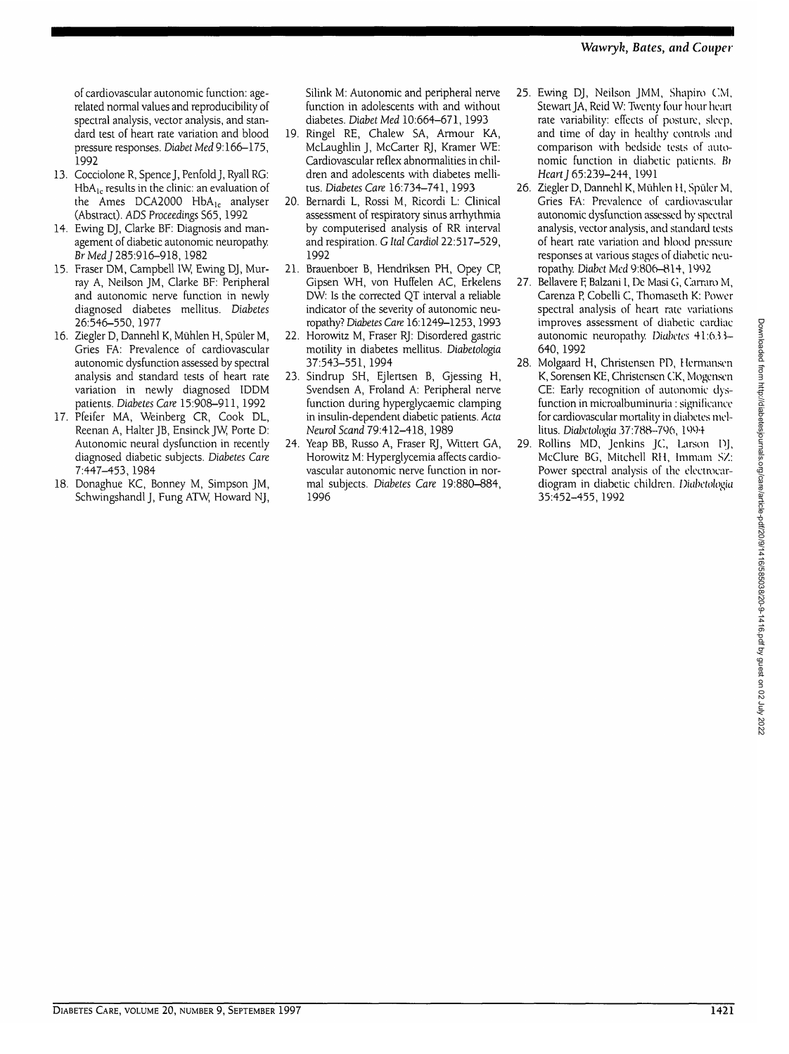of cardiovascular autonomic function: age-related normal values and reproducibility of spectral analysis, vector analysis, and standard test of heart rate variation and blood pressure responses. *Diabet Med* 9:166–175, 1992

13. Cocciolone R, Spence J, Penfold J, Ryall RG: $HbA_{1c}$ results in the clinic: an evaluation of the Ames DCA2000 $HbA_{1c}$ analyser (Abstract). *ADS Proceedings* S65, 1992
14. Ewing DJ, Clarke BF: Diagnosis and management of diabetic autonomic neuropathy. *Br Med J* 285:916–918, 1982
15. Fraser DM, Campbell IW, Ewing DJ, Murray A, Neilson JM, Clarke BF: Peripheral and autonomic nerve function in newly diagnosed diabetes mellitus. *Diabetes* 26:546–550, 1977
16. Ziegler D, Dannehl K, Mühlen H, Spüler M, Gries FA: Prevalence of cardiovascular autonomic dysfunction assessed by spectral analysis and standard tests of heart rate variation in newly diagnosed IDDM patients. *Diabetes Care* 15:908–911, 1992
17. Pfeifer MA, Weinberg CR, Cook DL, Reenan A, Halter JB, Ensinck JW, Porte D: Autonomic neural dysfunction in recently diagnosed diabetic subjects. *Diabetes Care* 7:447–453, 1984
18. Donaghue KC, Bonney M, Simpson JM, Schwingshandl J, Fung ATW, Howard NJ, Silink M: Autonomic and peripheral nerve function in adolescents with and without diabetes. *Diabet Med* 10:664–671, 1993
19. Ringel RE, Chalew SA, Armour KA, McLaughlin J, McCarter RJ, Kramer WE: Cardiovascular reflex abnormalities in children and adolescents with diabetes mellitus. *Diabetes Care* 16:734–741, 1993
20. Bernardi L, Rossi M, Ricordi L: Clinical assessment of respiratory sinus arrhythmia by computerised analysis of RR interval and respiration. *G Ital Cardiol* 22:517–529, 1992
21. Brauenboer B, Hendriksen PH, Opey CP, Gipsen WH, von Huffelen AC, Erkelens DW: Is the corrected QT interval a reliable indicator of the severity of autonomic neuropathy? *Diabetes Care* 16:1249–1253, 1993
22. Horowitz M, Fraser RJ: Disordered gastric motility in diabetes mellitus. *Diabetologia* 37:543–551, 1994
23. Sindrup SH, Ejlertsen B, Gjessing H, Svendsen A, Froland A: Peripheral nerve function during hyperglycaemic clamping in insulin-dependent diabetic patients. *Acta Neurol Scand* 79:412–418, 1989
24. Yeap BB, Russo A, Fraser RJ, Wittert GA, Horowitz M: Hyperglycemia affects cardiovascular autonomic nerve function in normal subjects. *Diabetes Care* 19:880–884, 1996
25. Ewing DJ, Neilson JMM, Shapiro CM, Stewart JA, Reid W: Twenty four hour heart rate variability: effects of posture, sleep, and time of day in healthy controls and comparison with bedside tests of autonomic function in diabetic patients. *Br Heart J* 65:239–244, 1991
26. Ziegler D, Dannehl K, Mühlen H, Spüler M, Gries FA: Prevalence of cardiovascular autonomic dysfunction assessed by spectral analysis, vector analysis, and standard tests of heart rate variation and blood pressure responses at various stages of diabetic neuropathy. *Diabet Med* 9:806–814, 1992
27. Bellavere F, Balzani I, De Masi G, Carraro M, Carenza P, Cobelli C, Thomaseth K: Power spectral analysis of heart rate variations improves assessment of diabetic cardiac autonomic neuropathy. *Diabetes* 41:633–640, 1992
28. Molgaard H, Christensen PD, Hermansen K, Sorensen KE, Christensen CK, Mogensen CE: Early recognition of autonomic dysfunction in microalbuminuria: significance for cardiovascular mortality in diabetes mellitus. *Diabetologia* 37:788–796, 1994
29. Rollins MD, Jenkins JG, Larson DJ, McClure BG, Mitchell RH, Immam SZ: Power spectral analysis of the electrocardiogram in diabetic children. *Diabetologia* 35:452–455, 1992